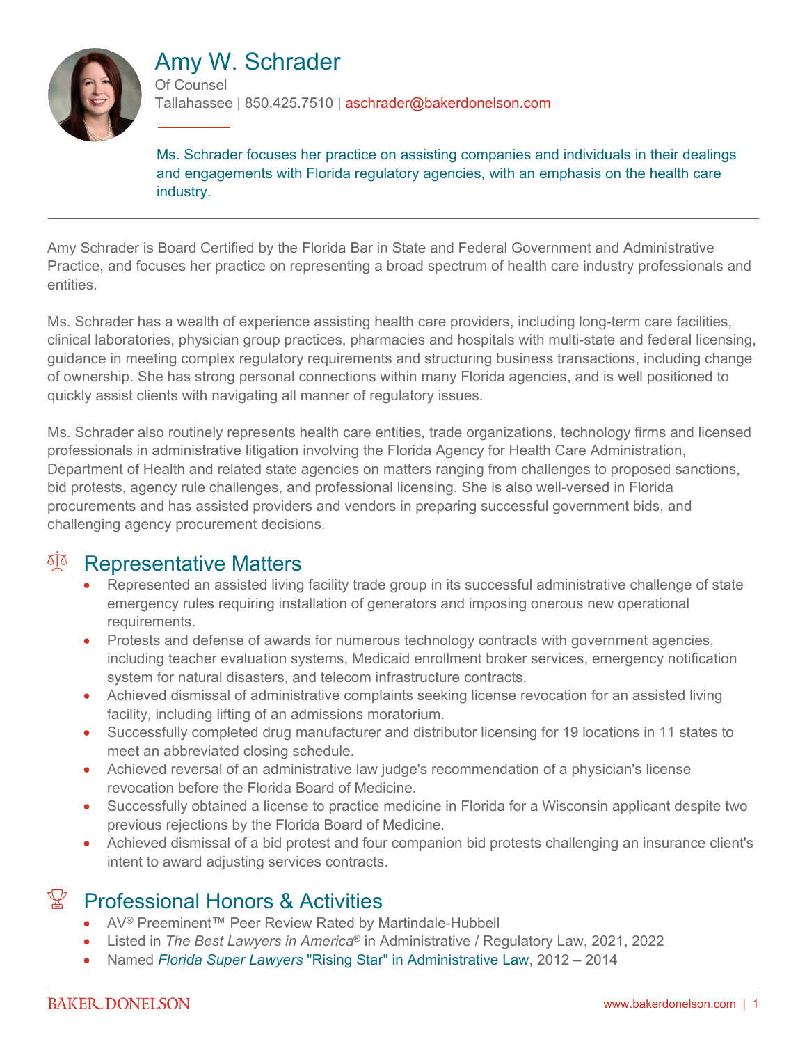# Amy W. Schrader

Of Counsel

Tallahassee | 850.425.7510 | aschrader@bakerdonelson.com

Ms. Schrader focuses her practice on assisting companies and individuals in their dealings and engagements with Florida regulatory agencies, with an emphasis on the health care industry.

---

Amy Schrader is Board Certified by the Florida Bar in State and Federal Government and Administrative Practice, and focuses her practice on representing a broad spectrum of health care industry professionals and entities.

Ms. Schrader has a wealth of experience assisting health care providers, including long-term care facilities, clinical laboratories, physician group practices, pharmacies and hospitals with multi-state and federal licensing, guidance in meeting complex regulatory requirements and structuring business transactions, including change of ownership. She has strong personal connections within many Florida agencies, and is well positioned to quickly assist clients with navigating all manner of regulatory issues.

Ms. Schrader also routinely represents health care entities, trade organizations, technology firms and licensed professionals in administrative litigation involving the Florida Agency for Health Care Administration, Department of Health and related state agencies on matters ranging from challenges to proposed sanctions, bid protests, agency rule challenges, and professional licensing. She is also well-versed in Florida procurements and has assisted providers and vendors in preparing successful government bids, and challenging agency procurement decisions.

## Representative Matters

- Represented an assisted living facility trade group in its successful administrative challenge of state emergency rules requiring installation of generators and imposing onerous new operational requirements.
- Protests and defense of awards for numerous technology contracts with government agencies, including teacher evaluation systems, Medicaid enrollment broker services, emergency notification system for natural disasters, and telecom infrastructure contracts.
- Achieved dismissal of administrative complaints seeking license revocation for an assisted living facility, including lifting of an admissions moratorium.
- Successfully completed drug manufacturer and distributor licensing for 19 locations in 11 states to meet an abbreviated closing schedule.
- Achieved reversal of an administrative law judge's recommendation of a physician's license revocation before the Florida Board of Medicine.
- Successfully obtained a license to practice medicine in Florida for a Wisconsin applicant despite two previous rejections by the Florida Board of Medicine.
- Achieved dismissal of a bid protest and four companion bid protests challenging an insurance client's intent to award adjusting services contracts.

## Professional Honors & Activities

- AV® Preeminent™ Peer Review Rated by Martindale-Hubbell
- Listed in *The Best Lawyers in America*® in Administrative / Regulatory Law, 2021, 2022
- Named *Florida Super Lawyers* "Rising Star" in Administrative Law, 2012 – 2014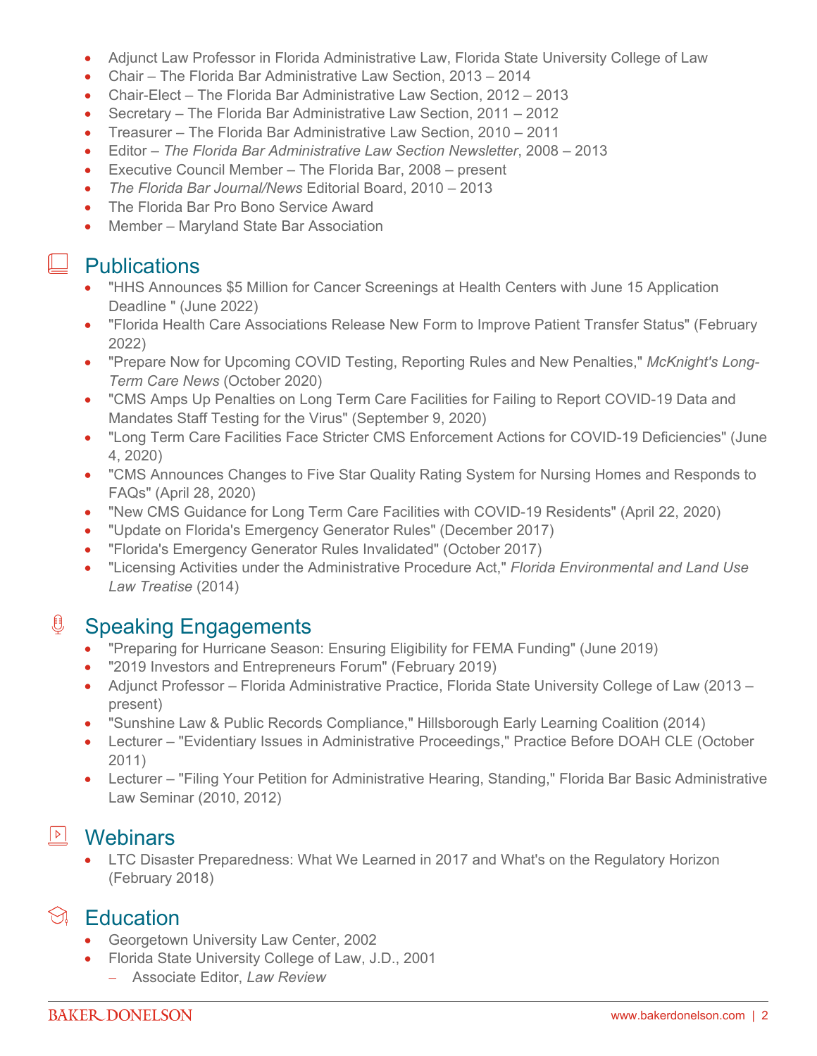- Adjunct Law Professor in Florida Administrative Law, Florida State University College of Law
- Chair – The Florida Bar Administrative Law Section, 2013 – 2014
- Chair-Elect – The Florida Bar Administrative Law Section, 2012 – 2013
- Secretary – The Florida Bar Administrative Law Section, 2011 – 2012
- Treasurer – The Florida Bar Administrative Law Section, 2010 – 2011
- Editor – *The Florida Bar Administrative Law Section Newsletter*, 2008 – 2013
- Executive Council Member – The Florida Bar, 2008 – present
- *The Florida Bar Journal/News* Editorial Board, 2010 – 2013
- The Florida Bar Pro Bono Service Award
- Member – Maryland State Bar Association

## Publications

- "HHS Announces $5 Million for Cancer Screenings at Health Centers with June 15 Application Deadline " (June 2022)
- "Florida Health Care Associations Release New Form to Improve Patient Transfer Status" (February 2022)
- "Prepare Now for Upcoming COVID Testing, Reporting Rules and New Penalties," *McKnight's Long-Term Care News* (October 2020)
- "CMS Amps Up Penalties on Long Term Care Facilities for Failing to Report COVID-19 Data and Mandates Staff Testing for the Virus" (September 9, 2020)
- "Long Term Care Facilities Face Stricter CMS Enforcement Actions for COVID-19 Deficiencies" (June 4, 2020)
- "CMS Announces Changes to Five Star Quality Rating System for Nursing Homes and Responds to FAQs" (April 28, 2020)
- "New CMS Guidance for Long Term Care Facilities with COVID-19 Residents" (April 22, 2020)
- "Update on Florida's Emergency Generator Rules" (December 2017)
- "Florida's Emergency Generator Rules Invalidated" (October 2017)
- "Licensing Activities under the Administrative Procedure Act," *Florida Environmental and Land Use Law Treatise* (2014)

## Speaking Engagements

- "Preparing for Hurricane Season: Ensuring Eligibility for FEMA Funding" (June 2019)
- "2019 Investors and Entrepreneurs Forum" (February 2019)
- Adjunct Professor – Florida Administrative Practice, Florida State University College of Law (2013 – present)
- "Sunshine Law & Public Records Compliance," Hillsborough Early Learning Coalition (2014)
- Lecturer – "Evidentiary Issues in Administrative Proceedings," Practice Before DOAH CLE (October 2011)
- Lecturer – "Filing Your Petition for Administrative Hearing, Standing," Florida Bar Basic Administrative Law Seminar (2010, 2012)

## Webinars

- LTC Disaster Preparedness: What We Learned in 2017 and What's on the Regulatory Horizon (February 2018)

## Education

- Georgetown University Law Center, 2002
- Florida State University College of Law, J.D., 2001
  - Associate Editor, *Law Review*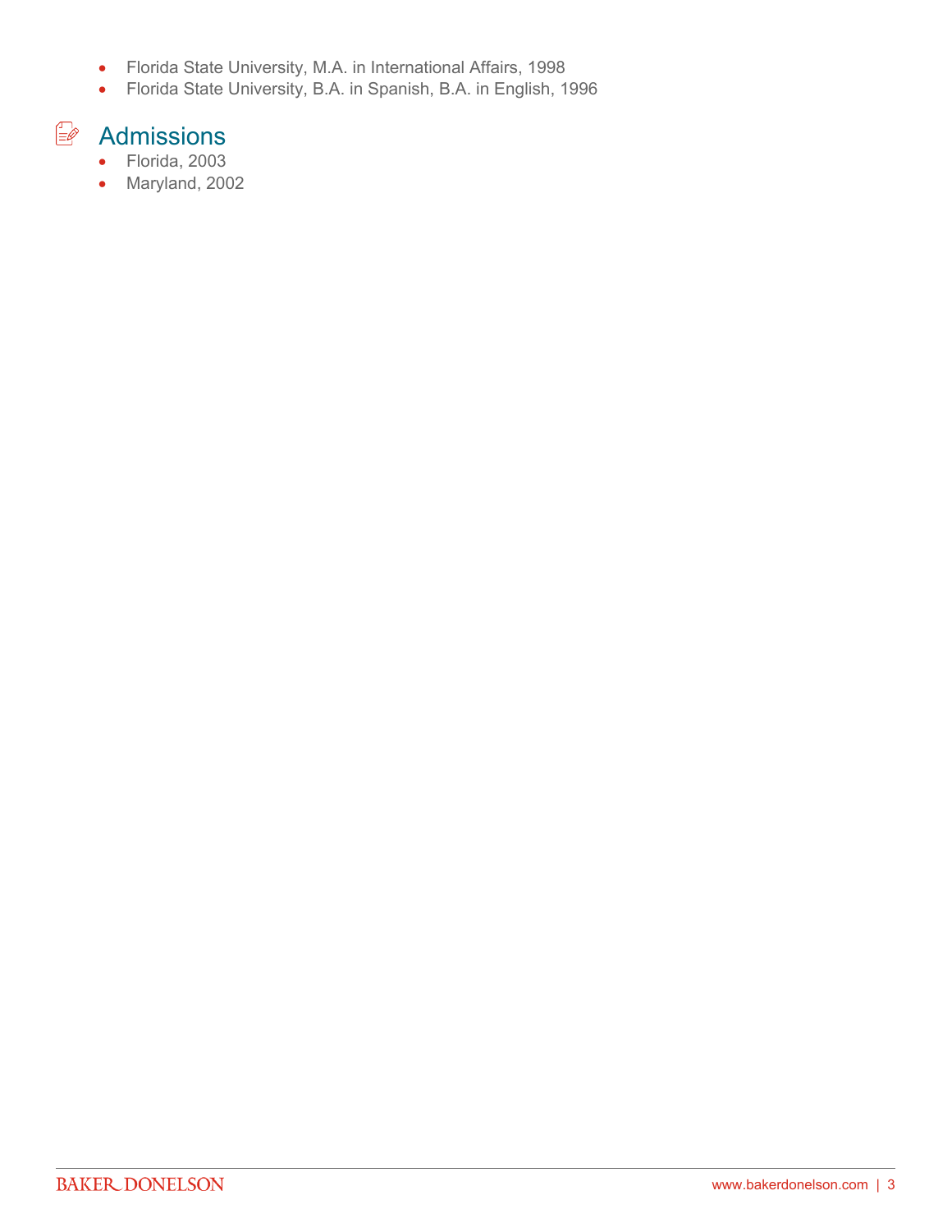- Florida State University, M.A. in International Affairs, 1998
- Florida State University, B.A. in Spanish, B.A. in English, 1996

## Admissions

- Florida, 2003
- Maryland, 2002